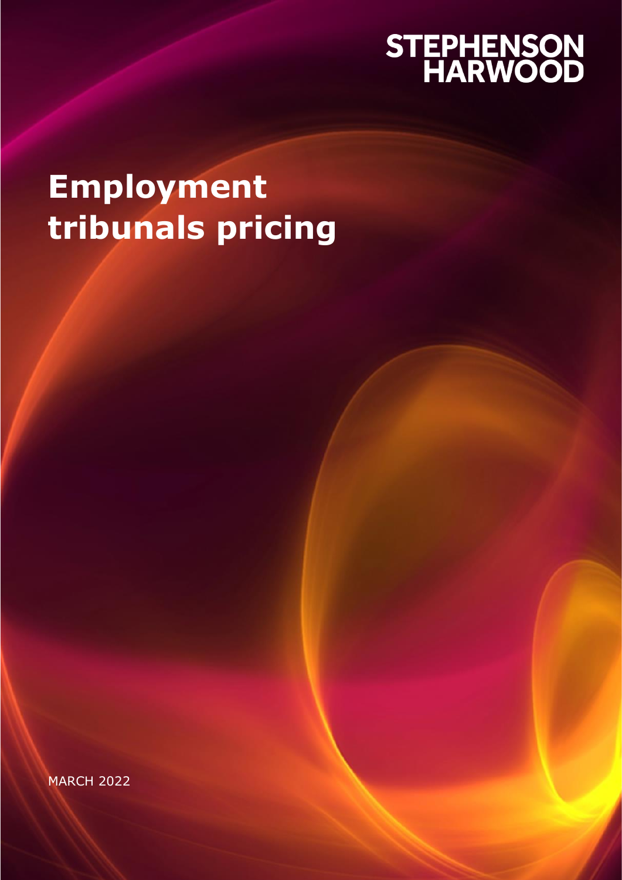STEPHENSON HARWOOD

# Employment tribunals pricing

MARCH 2022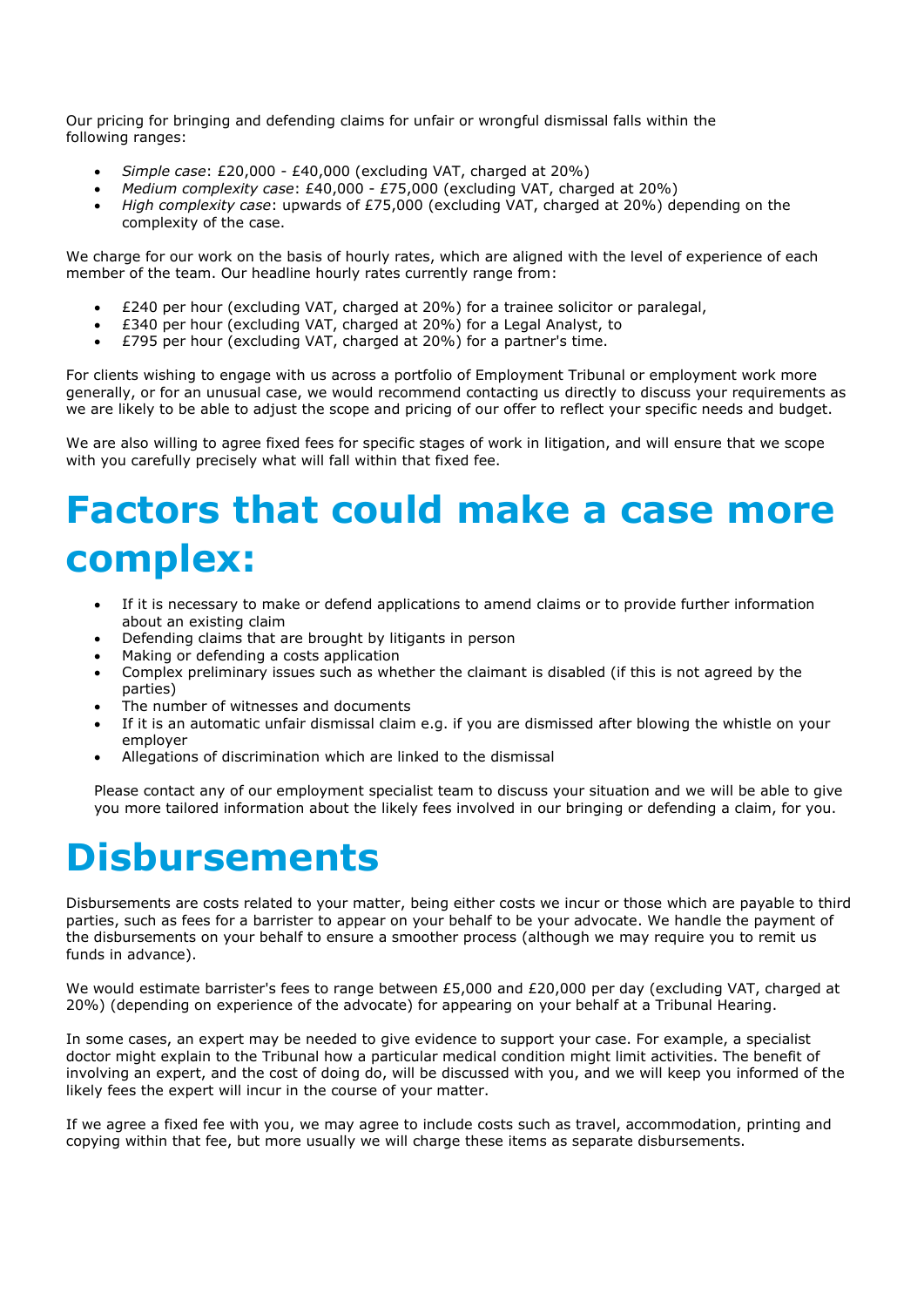Our pricing for bringing and defending claims for unfair or wrongful dismissal falls within the following ranges:

- *Simple case*: £20,000 - £40,000 (excluding VAT, charged at 20%)
- *Medium complexity case*: £40,000 - £75,000 (excluding VAT, charged at 20%)
- *High complexity case*: upwards of £75,000 (excluding VAT, charged at 20%) depending on the complexity of the case.

We charge for our work on the basis of hourly rates, which are aligned with the level of experience of each member of the team. Our headline hourly rates currently range from:

- £240 per hour (excluding VAT, charged at 20%) for a trainee solicitor or paralegal,
- £340 per hour (excluding VAT, charged at 20%) for a Legal Analyst, to
- £795 per hour (excluding VAT, charged at 20%) for a partner's time.

For clients wishing to engage with us across a portfolio of Employment Tribunal or employment work more generally, or for an unusual case, we would recommend contacting us directly to discuss your requirements as we are likely to be able to adjust the scope and pricing of our offer to reflect your specific needs and budget.

We are also willing to agree fixed fees for specific stages of work in litigation, and will ensure that we scope with you carefully precisely what will fall within that fixed fee.

# Factors that could make a case more complex:

- If it is necessary to make or defend applications to amend claims or to provide further information about an existing claim
- Defending claims that are brought by litigants in person
- Making or defending a costs application
- Complex preliminary issues such as whether the claimant is disabled (if this is not agreed by the parties)
- The number of witnesses and documents
- If it is an automatic unfair dismissal claim e.g. if you are dismissed after blowing the whistle on your employer
- Allegations of discrimination which are linked to the dismissal

Please contact any of our employment specialist team to discuss your situation and we will be able to give you more tailored information about the likely fees involved in our bringing or defending a claim, for you.

# Disbursements

Disbursements are costs related to your matter, being either costs we incur or those which are payable to third parties, such as fees for a barrister to appear on your behalf to be your advocate. We handle the payment of the disbursements on your behalf to ensure a smoother process (although we may require you to remit us funds in advance).

We would estimate barrister's fees to range between £5,000 and £20,000 per day (excluding VAT, charged at 20%) (depending on experience of the advocate) for appearing on your behalf at a Tribunal Hearing.

In some cases, an expert may be needed to give evidence to support your case. For example, a specialist doctor might explain to the Tribunal how a particular medical condition might limit activities. The benefit of involving an expert, and the cost of doing do, will be discussed with you, and we will keep you informed of the likely fees the expert will incur in the course of your matter.

If we agree a fixed fee with you, we may agree to include costs such as travel, accommodation, printing and copying within that fee, but more usually we will charge these items as separate disbursements.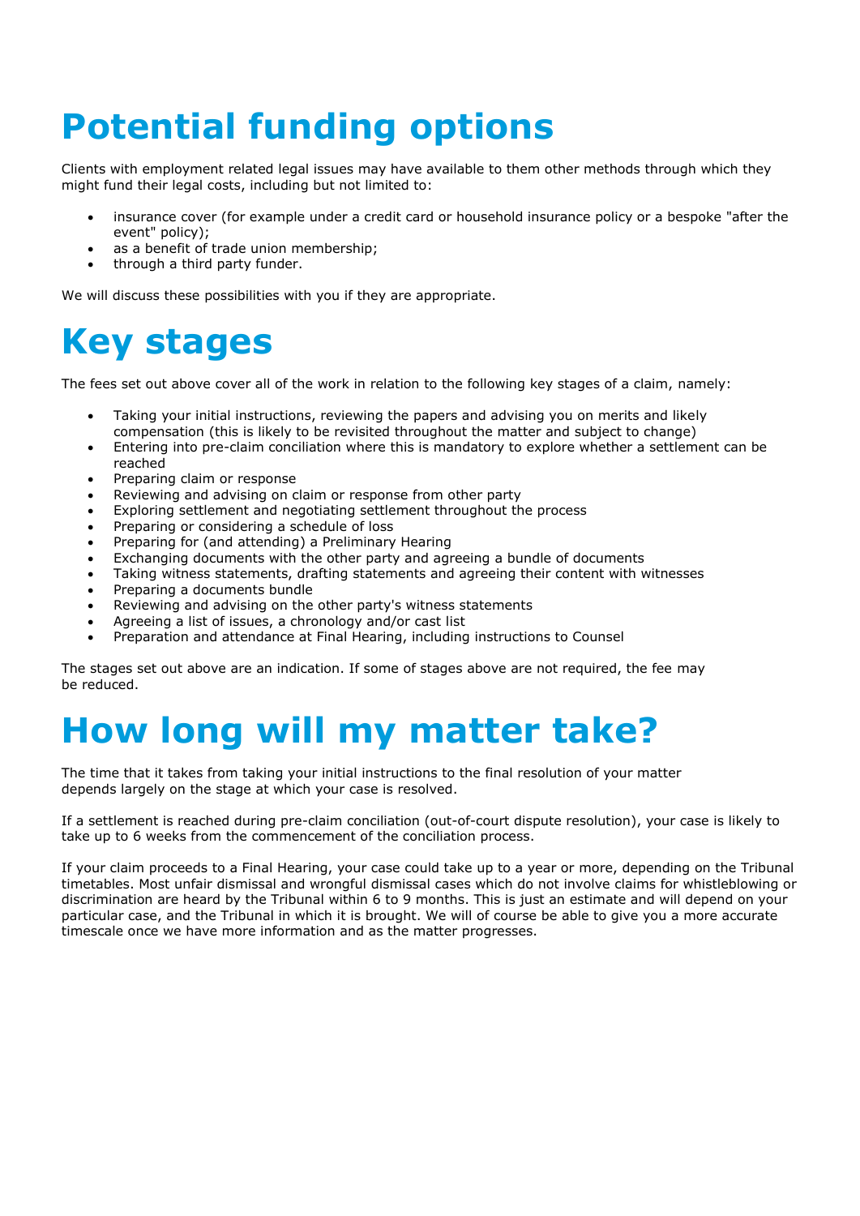# Potential funding options

Clients with employment related legal issues may have available to them other methods through which they might fund their legal costs, including but not limited to:

- insurance cover (for example under a credit card or household insurance policy or a bespoke "after the event" policy);
- as a benefit of trade union membership;
- through a third party funder.

We will discuss these possibilities with you if they are appropriate.

# Key stages

The fees set out above cover all of the work in relation to the following key stages of a claim, namely:

- Taking your initial instructions, reviewing the papers and advising you on merits and likely compensation (this is likely to be revisited throughout the matter and subject to change)
- Entering into pre-claim conciliation where this is mandatory to explore whether a settlement can be reached
- Preparing claim or response
- Reviewing and advising on claim or response from other party
- Exploring settlement and negotiating settlement throughout the process
- Preparing or considering a schedule of loss
- Preparing for (and attending) a Preliminary Hearing
- Exchanging documents with the other party and agreeing a bundle of documents
- Taking witness statements, drafting statements and agreeing their content with witnesses
- Preparing a documents bundle
- Reviewing and advising on the other party's witness statements
- Agreeing a list of issues, a chronology and/or cast list
- Preparation and attendance at Final Hearing, including instructions to Counsel

The stages set out above are an indication. If some of stages above are not required, the fee may be reduced.

# How long will my matter take?

The time that it takes from taking your initial instructions to the final resolution of your matter depends largely on the stage at which your case is resolved.

If a settlement is reached during pre-claim conciliation (out-of-court dispute resolution), your case is likely to take up to 6 weeks from the commencement of the conciliation process.

If your claim proceeds to a Final Hearing, your case could take up to a year or more, depending on the Tribunal timetables. Most unfair dismissal and wrongful dismissal cases which do not involve claims for whistleblowing or discrimination are heard by the Tribunal within 6 to 9 months. This is just an estimate and will depend on your particular case, and the Tribunal in which it is brought. We will of course be able to give you a more accurate timescale once we have more information and as the matter progresses.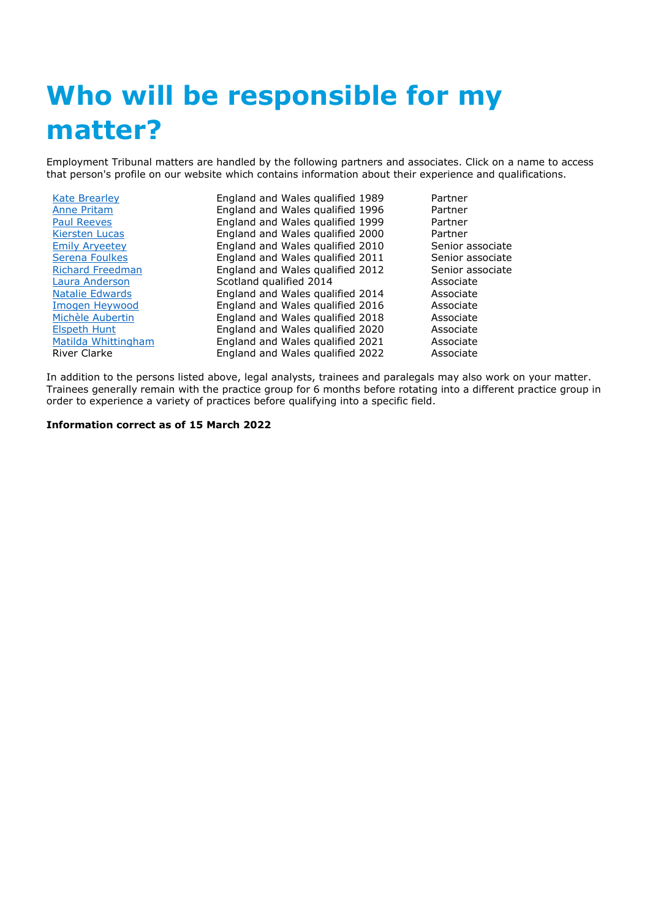# Who will be responsible for my matter?

Employment Tribunal matters are handled by the following partners and associates. Click on a name to access that person's profile on our website which contains information about their experience and qualifications.

| | | |
|---|---|---|
| Kate Brearley | England and Wales qualified 1989 | Partner |
| Anne Pritam | England and Wales qualified 1996 | Partner |
| Paul Reeves | England and Wales qualified 1999 | Partner |
| Kiersten Lucas | England and Wales qualified 2000 | Partner |
| Emily Aryeetey | England and Wales qualified 2010 | Senior associate |
| Serena Foulkes | England and Wales qualified 2011 | Senior associate |
| Richard Freedman | England and Wales qualified 2012 | Senior associate |
| Laura Anderson | Scotland qualified 2014 | Associate |
| Natalie Edwards | England and Wales qualified 2014 | Associate |
| Imogen Heywood | England and Wales qualified 2016 | Associate |
| Michèle Aubertin | England and Wales qualified 2018 | Associate |
| Elspeth Hunt | England and Wales qualified 2020 | Associate |
| Matilda Whittingham | England and Wales qualified 2021 | Associate |
| River Clarke | England and Wales qualified 2022 | Associate |

In addition to the persons listed above, legal analysts, trainees and paralegals may also work on your matter. Trainees generally remain with the practice group for 6 months before rotating into a different practice group in order to experience a variety of practices before qualifying into a specific field.

**Information correct as of 15 March 2022**